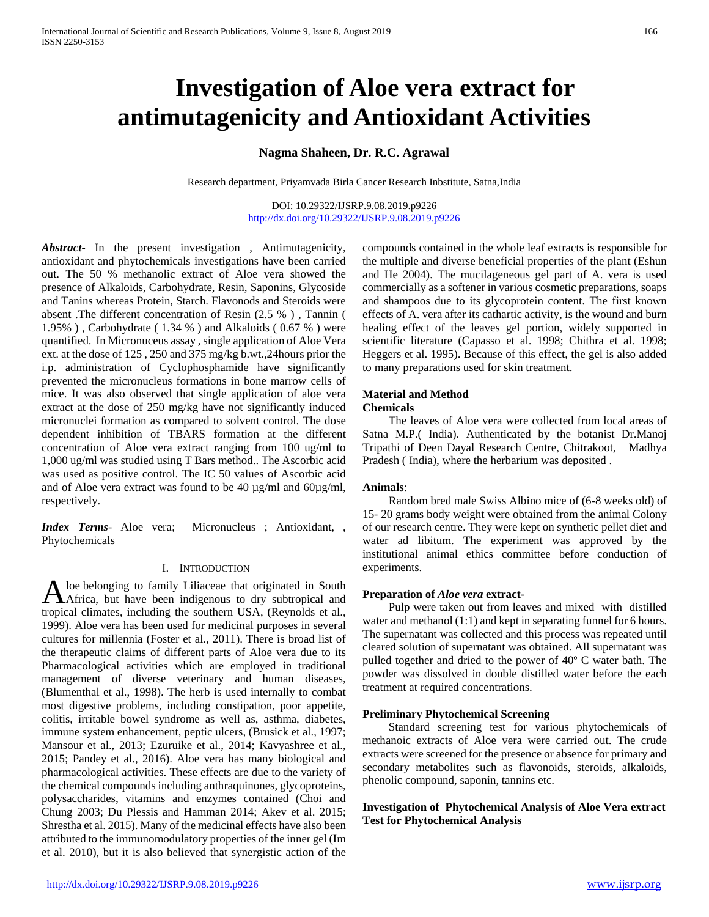# Investigation of Aloe vera extract for antimutagenicity and Antioxidant Activities

**Nagma Shaheen, Dr. R.C. Agrawal**

Research department, Priyamvada Birla Cancer Research Inbstitute, Satna,India

DOI: 10.29322/IJSRP.9.08.2019.p9226
http://dx.doi.org/10.29322/IJSRP.9.08.2019.p9226

***Abstract***- In the present investigation , Antimutagenicity, antioxidant and phytochemicals investigations have been carried out. The 50 % methanolic extract of Aloe vera showed the presence of Alkaloids, Carbohydrate, Resin, Saponins, Glycoside and Tanins whereas Protein, Starch. Flavonods and Steroids were absent .The different concentration of Resin (2.5 % ) , Tannin ( 1.95% ) , Carbohydrate ( 1.34 % ) and Alkaloids ( 0.67 % ) were quantified. In Micronuceus assay , single application of Aloe Vera ext. at the dose of 125 , 250 and 375 mg/kg b.wt.,24hours prior the i.p. administration of Cyclophosphamide have significantly prevented the micronucleus formations in bone marrow cells of mice. It was also observed that single application of aloe vera extract at the dose of 250 mg/kg have not significantly induced micronuclei formation as compared to solvent control. The dose dependent inhibition of TBARS formation at the different concentration of Aloe vera extract ranging from 100 ug/ml to 1,000 ug/ml was studied using T Bars method.. The Ascorbic acid was used as positive control. The IC 50 values of Ascorbic acid and of Aloe vera extract was found to be 40 µg/ml and 60µg/ml, respectively.

***Index Terms***- Aloe vera; Micronucleus ; Antioxidant, , Phytochemicals

## I. Introduction

Aloe belonging to family Liliaceae that originated in South Africa, but have been indigenous to dry subtropical and tropical climates, including the southern USA, (Reynolds et al., 1999). Aloe vera has been used for medicinal purposes in several cultures for millennia (Foster et al., 2011). There is broad list of the therapeutic claims of different parts of Aloe vera due to its Pharmacological activities which are employed in traditional management of diverse veterinary and human diseases, (Blumenthal et al., 1998). The herb is used internally to combat most digestive problems, including constipation, poor appetite, colitis, irritable bowel syndrome as well as, asthma, diabetes, immune system enhancement, peptic ulcers, (Brusick et al., 1997; Mansour et al., 2013; Ezuruike et al., 2014; Kavyashree et al., 2015; Pandey et al., 2016). Aloe vera has many biological and pharmacological activities. These effects are due to the variety of the chemical compounds including anthraquinones, glycoproteins, polysaccharides, vitamins and enzymes contained (Choi and Chung 2003; Du Plessis and Hamman 2014; Akev et al. 2015; Shrestha et al. 2015). Many of the medicinal effects have also been attributed to the immunomodulatory properties of the inner gel (Im et al. 2010), but it is also believed that synergistic action of the compounds contained in the whole leaf extracts is responsible for the multiple and diverse beneficial properties of the plant (Eshun and He 2004). The mucilageneous gel part of A. vera is used commercially as a softener in various cosmetic preparations, soaps and shampoos due to its glycoprotein content. The first known effects of A. vera after its cathartic activity, is the wound and burn healing effect of the leaves gel portion, widely supported in scientific literature (Capasso et al. 1998; Chithra et al. 1998; Heggers et al. 1995). Because of this effect, the gel is also added to many preparations used for skin treatment.

## Material and Method

### Chemicals

The leaves of Aloe vera were collected from local areas of Satna M.P.( India). Authenticated by the botanist Dr.Manoj Tripathi of Deen Dayal Research Centre, Chitrakoot, Madhya Pradesh ( India), where the herbarium was deposited .

### Animals:

Random bred male Swiss Albino mice of (6-8 weeks old) of 15- 20 grams body weight were obtained from the animal Colony of our research centre. They were kept on synthetic pellet diet and water ad libitum. The experiment was approved by the institutional animal ethics committee before conduction of experiments.

### Preparation of *Aloe vera* extract-

Pulp were taken out from leaves and mixed with distilled water and methanol (1:1) and kept in separating funnel for 6 hours. The supernatant was collected and this process was repeated until cleared solution of supernatant was obtained. All supernatant was pulled together and dried to the power of 40º C water bath. The powder was dissolved in double distilled water before the each treatment at required concentrations.

### Preliminary Phytochemical Screening

Standard screening test for various phytochemicals of methanoic extracts of Aloe vera were carried out. The crude extracts were screened for the presence or absence for primary and secondary metabolites such as flavonoids, steroids, alkaloids, phenolic compound, saponin, tannins etc.

### Investigation of Phytochemical Analysis of Aloe Vera extract Test for Phytochemical Analysis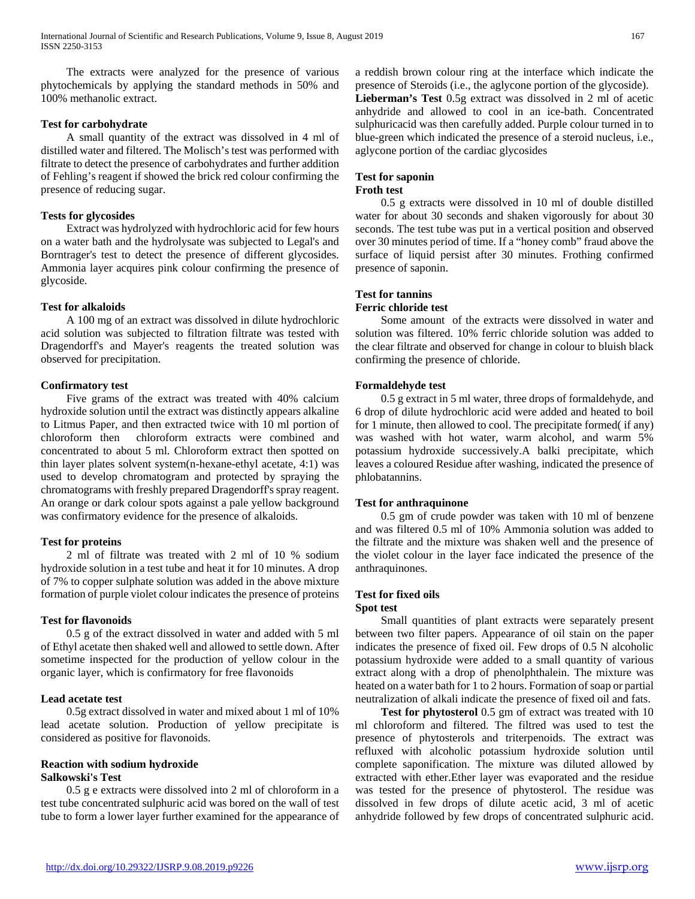The extracts were analyzed for the presence of various phytochemicals by applying the standard methods in 50% and 100% methanolic extract.

**Test for carbohydrate**

A small quantity of the extract was dissolved in 4 ml of distilled water and filtered. The Molisch's test was performed with filtrate to detect the presence of carbohydrates and further addition of Fehling's reagent if showed the brick red colour confirming the presence of reducing sugar.

**Tests for glycosides**

Extract was hydrolyzed with hydrochloric acid for few hours on a water bath and the hydrolysate was subjected to Legal's and Borntrager's test to detect the presence of different glycosides. Ammonia layer acquires pink colour confirming the presence of glycoside.

**Test for alkaloids**

A 100 mg of an extract was dissolved in dilute hydrochloric acid solution was subjected to filtration filtrate was tested with Dragendorff's and Mayer's reagents the treated solution was observed for precipitation.

**Confirmatory test**

Five grams of the extract was treated with 40% calcium hydroxide solution until the extract was distinctly appears alkaline to Litmus Paper, and then extracted twice with 10 ml portion of chloroform then chloroform extracts were combined and concentrated to about 5 ml. Chloroform extract then spotted on thin layer plates solvent system(n-hexane-ethyl acetate, 4:1) was used to develop chromatogram and protected by spraying the chromatograms with freshly prepared Dragendorff's spray reagent. An orange or dark colour spots against a pale yellow background was confirmatory evidence for the presence of alkaloids.

**Test for proteins**

2 ml of filtrate was treated with 2 ml of 10 % sodium hydroxide solution in a test tube and heat it for 10 minutes. A drop of 7% to copper sulphate solution was added in the above mixture formation of purple violet colour indicates the presence of proteins

**Test for flavonoids**

0.5 g of the extract dissolved in water and added with 5 ml of Ethyl acetate then shaked well and allowed to settle down. After sometime inspected for the production of yellow colour in the organic layer, which is confirmatory for free flavonoids

**Lead acetate test**

0.5g extract dissolved in water and mixed about 1 ml of 10% lead acetate solution. Production of yellow precipitate is considered as positive for flavonoids.

**Reaction with sodium hydroxide**
**Salkowski's Test**

0.5 g e extracts were dissolved into 2 ml of chloroform in a test tube concentrated sulphuric acid was bored on the wall of test tube to form a lower layer further examined for the appearance of a reddish brown colour ring at the interface which indicate the presence of Steroids (i.e., the aglycone portion of the glycoside).

**Lieberman's Test** 0.5g extract was dissolved in 2 ml of acetic anhydride and allowed to cool in an ice-bath. Concentrated sulphuricacid was then carefully added. Purple colour turned in to blue-green which indicated the presence of a steroid nucleus, i.e., aglycone portion of the cardiac glycosides

**Test for saponin**
**Froth test**

0.5 g extracts were dissolved in 10 ml of double distilled water for about 30 seconds and shaken vigorously for about 30 seconds. The test tube was put in a vertical position and observed over 30 minutes period of time. If a "honey comb" fraud above the surface of liquid persist after 30 minutes. Frothing confirmed presence of saponin.

**Test for tannins**
**Ferric chloride test**

Some amount of the extracts were dissolved in water and solution was filtered. 10% ferric chloride solution was added to the clear filtrate and observed for change in colour to bluish black confirming the presence of chloride.

**Formaldehyde test**

0.5 g extract in 5 ml water, three drops of formaldehyde, and 6 drop of dilute hydrochloric acid were added and heated to boil for 1 minute, then allowed to cool. The precipitate formed( if any) was washed with hot water, warm alcohol, and warm 5% potassium hydroxide successively.A balki precipitate, which leaves a coloured Residue after washing, indicated the presence of phlobatannins.

**Test for anthraquinone**

0.5 gm of crude powder was taken with 10 ml of benzene and was filtered 0.5 ml of 10% Ammonia solution was added to the filtrate and the mixture was shaken well and the presence of the violet colour in the layer face indicated the presence of the anthraquinones.

**Test for fixed oils**
**Spot test**

Small quantities of plant extracts were separately present between two filter papers. Appearance of oil stain on the paper indicates the presence of fixed oil. Few drops of 0.5 N alcoholic potassium hydroxide were added to a small quantity of various extract along with a drop of phenolphthalein. The mixture was heated on a water bath for 1 to 2 hours. Formation of soap or partial neutralization of alkali indicate the presence of fixed oil and fats.

**Test for phytosterol** 0.5 gm of extract was treated with 10 ml chloroform and filtered. The filtred was used to test the presence of phytosterols and triterpenoids. The extract was refluxed with alcoholic potassium hydroxide solution until complete saponification. The mixture was diluted allowed by extracted with ether.Ether layer was evaporated and the residue was tested for the presence of phytosterol. The residue was dissolved in few drops of dilute acetic acid, 3 ml of acetic anhydride followed by few drops of concentrated sulphuric acid.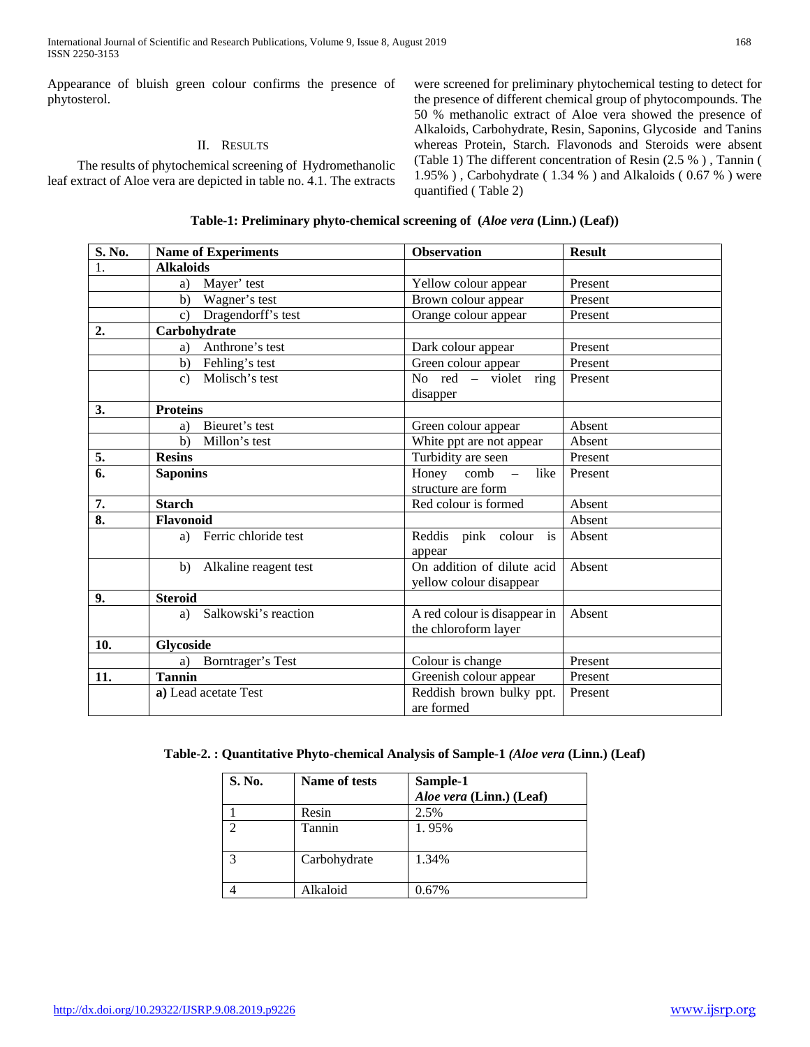Appearance of bluish green colour confirms the presence of phytosterol.

## II. Results

The results of phytochemical screening of Hydromethanolic leaf extract of Aloe vera are depicted in table no. 4.1. The extracts were screened for preliminary phytochemical testing to detect for the presence of different chemical group of phytocompounds. The 50 % methanolic extract of Aloe vera showed the presence of Alkaloids, Carbohydrate, Resin, Saponins, Glycoside and Tanins whereas Protein, Starch. Flavonods and Steroids were absent (Table 1) The different concentration of Resin (2.5 % ) , Tannin ( 1.95% ) , Carbohydrate ( 1.34 % ) and Alkaloids ( 0.67 % ) were quantified ( Table 2)

**Table-1: Preliminary phyto-chemical screening of (*Aloe vera* (Linn.) (Leaf))**

| S. No. | Name of Experiments | Observation | Result |
|---|---|---|---|
| 1. | **Alkaloids** | | |
| | a) Mayer' test | Yellow colour appear | Present |
| | b) Wagner's test | Brown colour appear | Present |
| | c) Dragendorff's test | Orange colour appear | Present |
| **2.** | **Carbohydrate** | | |
| | a) Anthrone's test | Dark colour appear | Present |
| | b) Fehling's test | Green colour appear | Present |
| | c) Molisch's test | No red – violet ring disapper | Present |
| **3.** | **Proteins** | | |
| | a) Bieuret's test | Green colour appear | Absent |
| | b) Millon's test | White ppt are not appear | Absent |
| **5.** | **Resins** | Turbidity are seen | Present |
| **6.** | **Saponins** | Honey comb – like structure are form | Present |
| **7.** | **Starch** | Red colour is formed | Absent |
| **8.** | **Flavonoid** | | Absent |
| | a) Ferric chloride test | Reddis pink colour is appear | Absent |
| | b) Alkaline reagent test | On addition of dilute acid yellow colour disappear | Absent |
| **9.** | **Steroid** | | |
| | a) Salkowski's reaction | A red colour is disappear in the chloroform layer | Absent |
| **10.** | **Glycoside** | | |
| | a) Borntrager's Test | Colour is change | Present |
| **11.** | **Tannin** | Greenish colour appear | Present |
| | **a)** Lead acetate Test | Reddish brown bulky ppt. are formed | Present |

**Table-2. : Quantitative Phyto-chemical Analysis of Sample-1 *(Aloe vera* (Linn.) (Leaf)**

| S. No. | Name of tests | Sample-1 *Aloe vera* (Linn.) (Leaf) |
|---|---|---|
| 1 | Resin | 2.5% |
| 2 | Tannin | 1. 95% |
| 3 | Carbohydrate | 1.34% |
| 4 | Alkaloid | 0.67% |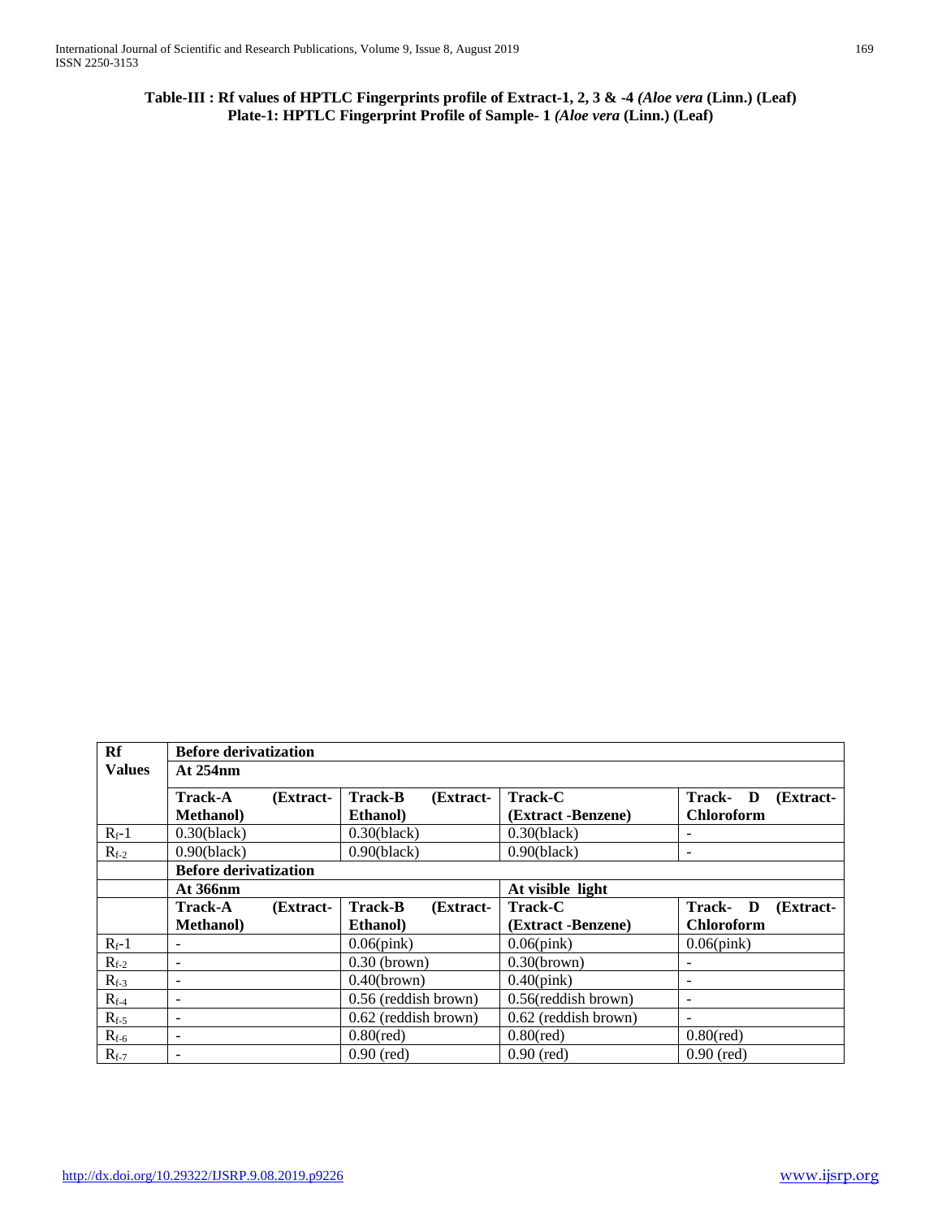**Table-III : Rf values of HPTLC Fingerprints profile of Extract-1, 2, 3 & -4 *(Aloe vera* (Linn.) (Leaf)**
**Plate-1: HPTLC Fingerprint Profile of Sample- 1 *(Aloe vera* (Linn.) (Leaf)**

| Rf Values | Before derivatization | | | |
|---|---|---|---|---|
| | At 254nm | | | |
| | Track-A (Extract-Methanol) | Track-B (Extract-Ethanol) | Track-C (Extract -Benzene) | Track- D (Extract-Chloroform |
| $R_f$-1 | 0.30(black) | 0.30(black) | 0.30(black) | - |
| $R_{f-2}$ | 0.90(black) | 0.90(black) | 0.90(black) | - |
| | Before derivatization | | | |
| | At 366nm | | At visible light | |
| | Track-A (Extract-Methanol) | Track-B (Extract-Ethanol) | Track-C (Extract -Benzene) | Track- D (Extract-Chloroform |
| $R_f$-1 | - | 0.06(pink) | 0.06(pink) | 0.06(pink) |
| $R_{f-2}$ | - | 0.30 (brown) | 0.30(brown) | - |
| $R_{f-3}$ | - | 0.40(brown) | 0.40(pink) | - |
| $R_{f-4}$ | - | 0.56 (reddish brown) | 0.56(reddish brown) | - |
| $R_{f-5}$ | - | 0.62 (reddish brown) | 0.62 (reddish brown) | - |
| $R_{f-6}$ | - | 0.80(red) | 0.80(red) | 0.80(red) |
| $R_{f-7}$ | - | 0.90 (red) | 0.90 (red) | 0.90 (red) |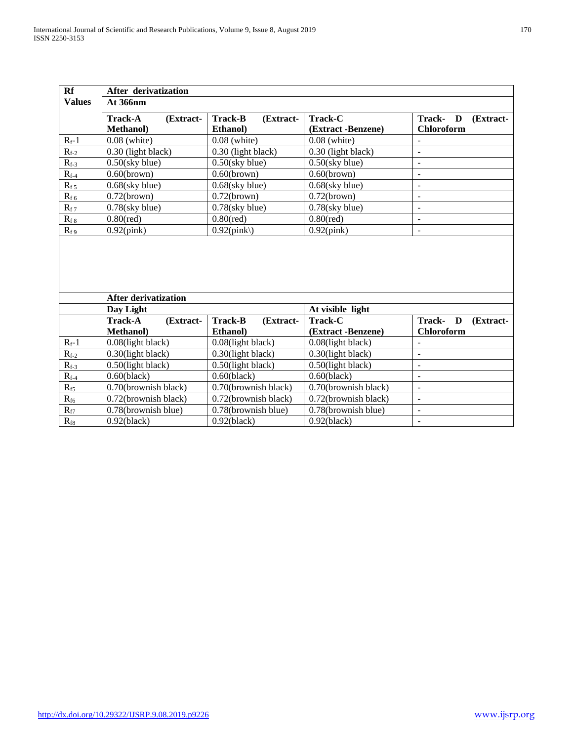| Rf Values | After derivatization At 366nm | | | |
|---|---|---|---|---|
| | **Track-A (Extract-Methanol)** | **Track-B (Extract-Ethanol)** | **Track-C (Extract -Benzene)** | **Track- D (Extract-Chloroform** |
| $R_f$-1 | 0.08 (white) | 0.08 (white) | 0.08 (white) | - |
| $R_{f-2}$ | 0.30 (light black) | 0.30 (light black) | 0.30 (light black) | - |
| $R_{f-3}$ | 0.50(sky blue) | 0.50(sky blue) | 0.50(sky blue) | - |
| $R_{f-4}$ | 0.60(brown) | 0.60(brown) | 0.60(brown) | - |
| $R_{f\,5}$ | 0.68(sky blue) | 0.68(sky blue) | 0.68(sky blue) | - |
| $R_{f\,6}$ | 0.72(brown) | 0.72(brown) | 0.72(brown) | - |
| $R_{f\,7}$ | 0.78(sky blue) | 0.78(sky blue) | 0.78(sky blue) | - |
| $R_{f\,8}$ | 0.80(red) | 0.80(red) | 0.80(red) | - |
| $R_{f\,9}$ | 0.92(pink) | 0.92(pink\) | 0.92(pink) | - |

| | **After derivatization** | | | |
|---|---|---|---|---|
| | **Day Light** | | **At visible light** | |
| | **Track-A (Extract-Methanol)** | **Track-B (Extract-Ethanol)** | **Track-C (Extract -Benzene)** | **Track- D (Extract-Chloroform** |
| $R_f$-1 | 0.08(light black) | 0.08(light black) | 0.08(light black) | - |
| $R_{f-2}$ | 0.30(light black) | 0.30(light black) | 0.30(light black) | - |
| $R_{f-3}$ | 0.50(light black) | 0.50(light black) | 0.50(light black) | - |
| $R_{f-4}$ | 0.60(black) | 0.60(black) | 0.60(black) | - |
| $R_{f5}$ | 0.70(brownish black) | 0.70(brownish black) | 0.70(brownish black) | - |
| $R_{f6}$ | 0.72(brownish black) | 0.72(brownish black) | 0.72(brownish black) | - |
| $R_{f7}$ | 0.78(brownish blue) | 0.78(brownish blue) | 0.78(brownish blue) | - |
| $R_{f8}$ | 0.92(black) | 0.92(black) | 0.92(black) | - |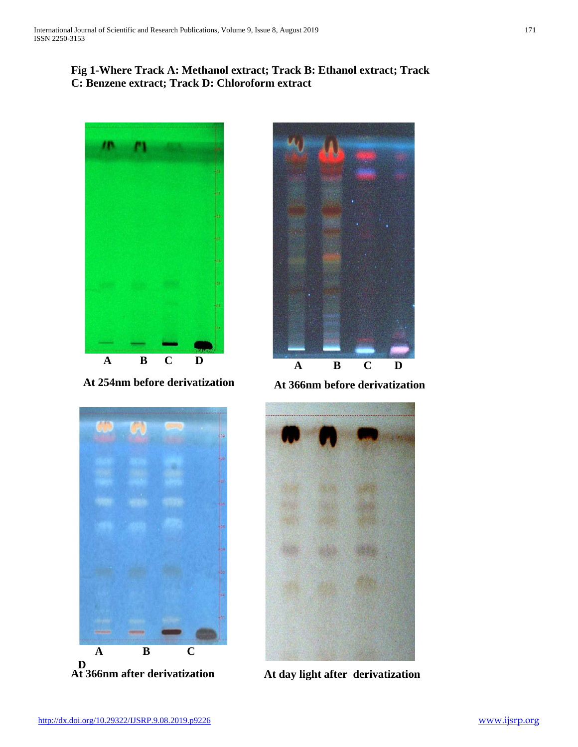**Fig 1-Where Track A: Methanol extract; Track B: Ethanol extract; Track C: Benzene extract; Track D: Chloroform extract**

A B C D

**At 254nm before derivatization**

A B C D

**At 366nm before derivatization**

A B C D

**At 366nm after derivatization**

**At day light after derivatization**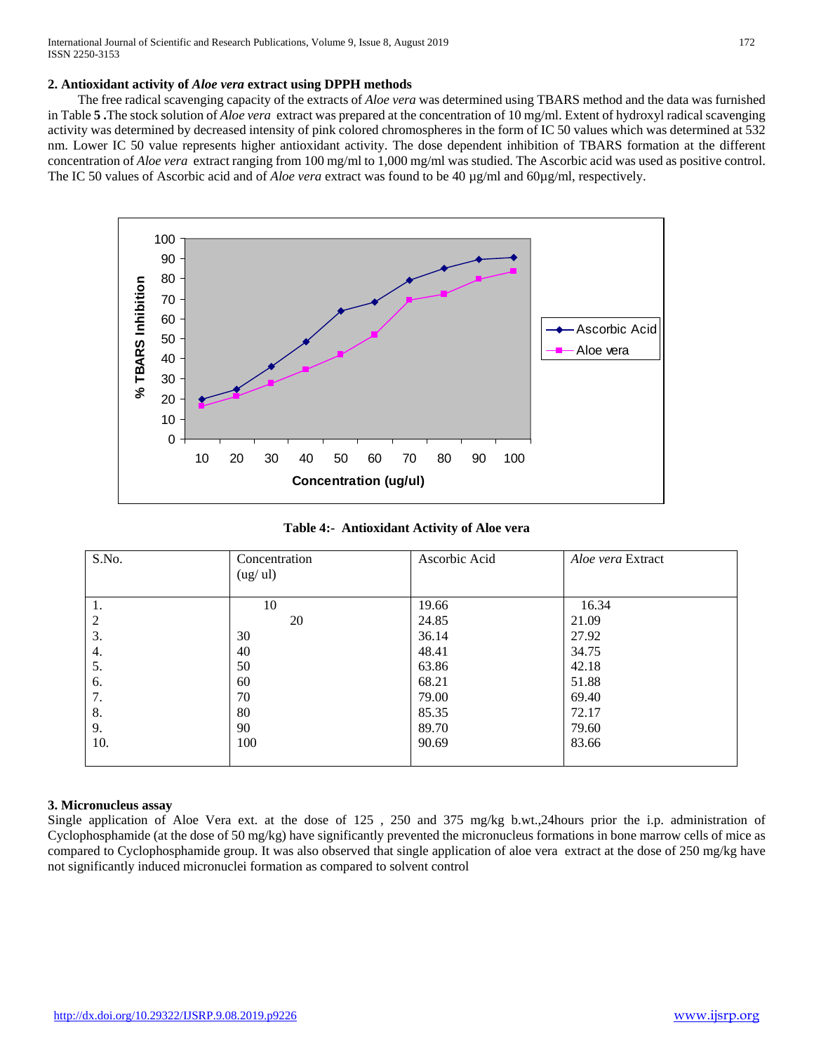### 2. Antioxidant activity of *Aloe vera* extract using DPPH methods

The free radical scavenging capacity of the extracts of *Aloe vera* was determined using TBARS method and the data was furnished in Table **5 .**The stock solution of *Aloe vera* extract was prepared at the concentration of 10 mg/ml. Extent of hydroxyl radical scavenging activity was determined by decreased intensity of pink colored chromospheres in the form of IC 50 values which was determined at 532 nm. Lower IC 50 value represents higher antioxidant activity. The dose dependent inhibition of TBARS formation at the different concentration of *Aloe vera* extract ranging from 100 mg/ml to 1,000 mg/ml was studied. The Ascorbic acid was used as positive control. The IC 50 values of Ascorbic acid and of *Aloe vera* extract was found to be 40 µg/ml and 60µg/ml, respectively.

% TBARS Inhibition

0
10
20
30
40
50
60
70
80
90
100

10 20 30 40 50 60 70 80 90 100

Concentration (ug/ul)

Ascorbic Acid
Aloe vera

**Table 4:- Antioxidant Activity of Aloe vera**

| S.No. | Concentration (ug/ ul) | Ascorbic Acid | *Aloe vera* Extract |
|---|---|---|---|
| 1. | 10 | 19.66 | 16.34 |
| 2 | 20 | 24.85 | 21.09 |
| 3. | 30 | 36.14 | 27.92 |
| 4. | 40 | 48.41 | 34.75 |
| 5. | 50 | 63.86 | 42.18 |
| 6. | 60 | 68.21 | 51.88 |
| 7. | 70 | 79.00 | 69.40 |
| 8. | 80 | 85.35 | 72.17 |
| 9. | 90 | 89.70 | 79.60 |
| 10. | 100 | 90.69 | 83.66 |

### 3. Micronucleus assay

Single application of Aloe Vera ext. at the dose of 125 , 250 and 375 mg/kg b.wt.,24hours prior the i.p. administration of Cyclophosphamide (at the dose of 50 mg/kg) have significantly prevented the micronucleus formations in bone marrow cells of mice as compared to Cyclophosphamide group. It was also observed that single application of aloe vera extract at the dose of 250 mg/kg have not significantly induced micronuclei formation as compared to solvent control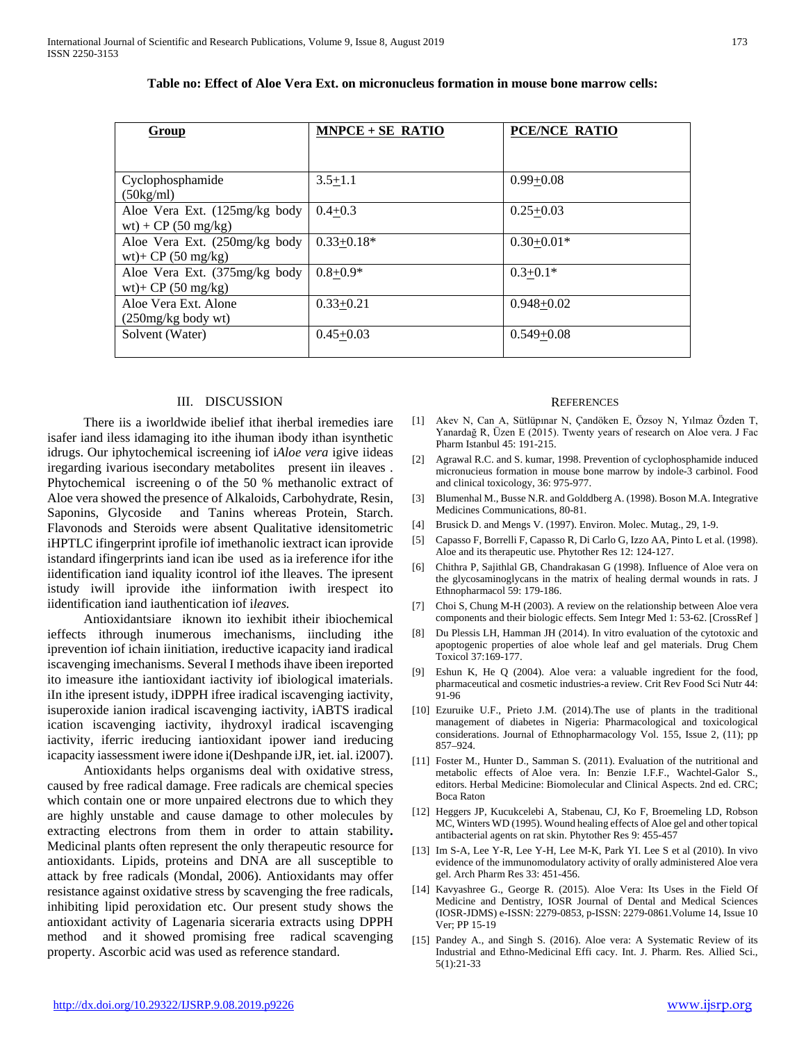**Table no: Effect of Aloe Vera Ext. on micronucleus formation in mouse bone marrow cells:**

| Group | MNPCE + SE RATIO | PCE/NCE RATIO |
|---|---|---|
| Cyclophosphamide (50kg/ml) | 3.5±1.1 | 0.99±0.08 |
| Aloe Vera Ext. (125mg/kg body wt) + CP (50 mg/kg) | 0.4±0.3 | 0.25±0.03 |
| Aloe Vera Ext. (250mg/kg body wt)+ CP (50 mg/kg) | 0.33±0.18* | 0.30±0.01* |
| Aloe Vera Ext. (375mg/kg body wt)+ CP (50 mg/kg) | 0.8±0.9* | 0.3±0.1* |
| Aloe Vera Ext. Alone (250mg/kg body wt) | 0.33±0.21 | 0.948±0.02 |
| Solvent (Water) | 0.45±0.03 | 0.549±0.08 |

## III. DISCUSSION

There iis a iworldwide ibelief ithat iherbal iremedies iare isafer iand iless idamaging ito ithe ihuman ibody ithan isynthetic idrugs. Our iphytochemical iscreening iof i*Aloe vera* igive iideas iregarding ivarious isecondary metabolites present iin ileaves . Phytochemical iscreening o of the 50 % methanolic extract of Aloe vera showed the presence of Alkaloids, Carbohydrate, Resin, Saponins, Glycoside and Tanins whereas Protein, Starch. Flavonods and Steroids were absent Qualitative idensitometric iHPTLC ifingerprint iprofile iof imethanolic iextract ican iprovide istandard ifingerprints iand ican ibe used as ia ireference ifor ithe iidentification iand iquality icontrol iof ithe lleaves. The ipresent istudy iwill iprovide ithe iinformation iwith irespect ito iidentification iand iauthentication iof i*leaves.*

Antioxidantsiare iknown ito iexhibit itheir ibiochemical ieffects ithrough inumerous imechanisms, iincluding ithe iprevention iof ichain iinitiation, ireductive icapacity iand iradical iscavenging imechanisms. Several I methods ihave ibeen ireported ito imeasure ithe iantioxidant iactivity iof ibiological imaterials. iIn ithe ipresent istudy, iDPPH ifree iradical iscavenging iactivity, isuperoxide ianion iradical iscavenging iactivity, iABTS iradical ication iscavenging iactivity, ihydroxyl iradical iscavenging iactivity, iferric ireducing iantioxidant ipower iand ireducing icapacity iassessment iwere idone i(Deshpande iJR, iet. ial. i2007).

Antioxidants helps organisms deal with oxidative stress, caused by free radical damage. Free radicals are chemical species which contain one or more unpaired electrons due to which they are highly unstable and cause damage to other molecules by extracting electrons from them in order to attain stability**.** Medicinal plants often represent the only therapeutic resource for antioxidants. Lipids, proteins and DNA are all susceptible to attack by free radicals (Mondal, 2006). Antioxidants may offer resistance against oxidative stress by scavenging the free radicals, inhibiting lipid peroxidation etc. Our present study shows the antioxidant activity of Lagenaria siceraria extracts using DPPH method and it showed promising free radical scavenging property. Ascorbic acid was used as reference standard.

## REFERENCES

[1] Akev N, Can A, Sütlüpınar N, Çandöken E, Özsoy N, Yılmaz Özden T, Yanardağ R, Üzen E (2015). Twenty years of research on Aloe vera. J Fac Pharm Istanbul 45: 191-215.

[2] Agrawal R.C. and S. kumar, 1998. Prevention of cyclophosphamide induced micronucieus formation in mouse bone marrow by indole-3 carbinol. Food and clinical toxicology, 36: 975-977.

[3] Blumenhal M., Busse N.R. and Golddberg A. (1998). Boson M.A. Integrative Medicines Communications, 80-81.

[4] Brusick D. and Mengs V. (1997). Environ. Molec. Mutag., 29, 1-9.

[5] Capasso F, Borrelli F, Capasso R, Di Carlo G, Izzo AA, Pinto L et al. (1998). Aloe and its therapeutic use. Phytother Res 12: 124-127.

[6] Chithra P, Sajithlal GB, Chandrakasan G (1998). Influence of Aloe vera on the glycosaminoglycans in the matrix of healing dermal wounds in rats. J Ethnopharmacol 59: 179-186.

[7] Choi S, Chung M-H (2003). A review on the relationship between Aloe vera components and their biologic effects. Sem Integr Med 1: 53-62. [CrossRef ]

[8] Du Plessis LH, Hamman JH (2014). In vitro evaluation of the cytotoxic and apoptogenic properties of aloe whole leaf and gel materials. Drug Chem Toxicol 37:169-177.

[9] Eshun K, He Q (2004). Aloe vera: a valuable ingredient for the food, pharmaceutical and cosmetic industries-a review. Crit Rev Food Sci Nutr 44: 91-96

[10] Ezuruike U.F., Prieto J.M. (2014).The use of plants in the traditional management of diabetes in Nigeria: Pharmacological and toxicological considerations. Journal of Ethnopharmacology Vol. 155, Issue 2, (11); pp 857–924.

[11] Foster M., Hunter D., Samman S. (2011). Evaluation of the nutritional and metabolic effects of Aloe vera. In: Benzie I.F.F., Wachtel-Galor S., editors. Herbal Medicine: Biomolecular and Clinical Aspects. 2nd ed. CRC; Boca Raton

[12] Heggers JP, Kucukcelebi A, Stabenau, CJ, Ko F, Broemeling LD, Robson MC, Winters WD (1995). Wound healing effects of Aloe gel and other topical antibacterial agents on rat skin. Phytother Res 9: 455-457

[13] Im S-A, Lee Y-R, Lee Y-H, Lee M-K, Park YI. Lee S et al (2010). In vivo evidence of the immunomodulatory activity of orally administered Aloe vera gel. Arch Pharm Res 33: 451-456.

[14] Kavyashree G., George R. (2015). Aloe Vera: Its Uses in the Field Of Medicine and Dentistry, IOSR Journal of Dental and Medical Sciences (IOSR-JDMS) e-ISSN: 2279-0853, p-ISSN: 2279-0861.Volume 14, Issue 10 Ver; PP 15-19

[15] Pandey A., and Singh S. (2016). Aloe vera: A Systematic Review of its Industrial and Ethno-Medicinal Effi cacy. Int. J. Pharm. Res. Allied Sci., 5(1):21-33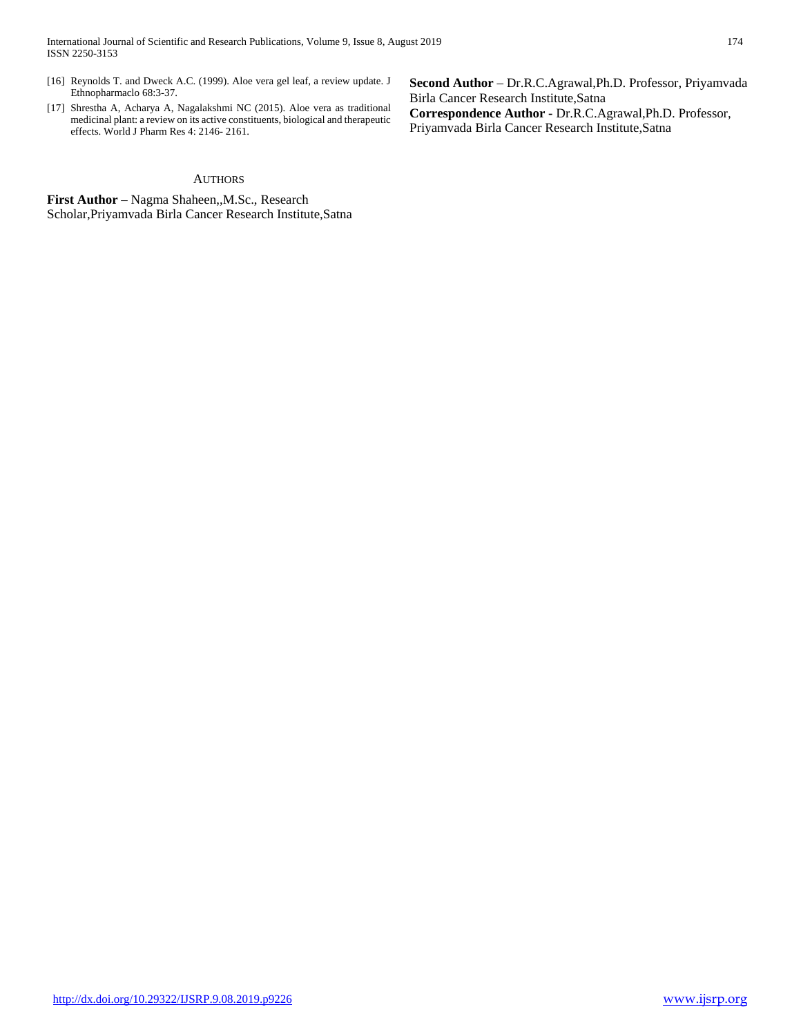[16] Reynolds T. and Dweck A.C. (1999). Aloe vera gel leaf, a review update. J Ethnopharmaclo 68:3-37.

[17] Shrestha A, Acharya A, Nagalakshmi NC (2015). Aloe vera as traditional medicinal plant: a review on its active constituents, biological and therapeutic effects. World J Pharm Res 4: 2146- 2161.

## AUTHORS

**First Author** – Nagma Shaheen,,M.Sc., Research Scholar,Priyamvada Birla Cancer Research Institute,Satna

**Second Author** – Dr.R.C.Agrawal,Ph.D. Professor, Priyamvada Birla Cancer Research Institute,Satna

**Correspondence Author -** Dr.R.C.Agrawal,Ph.D. Professor, Priyamvada Birla Cancer Research Institute,Satna